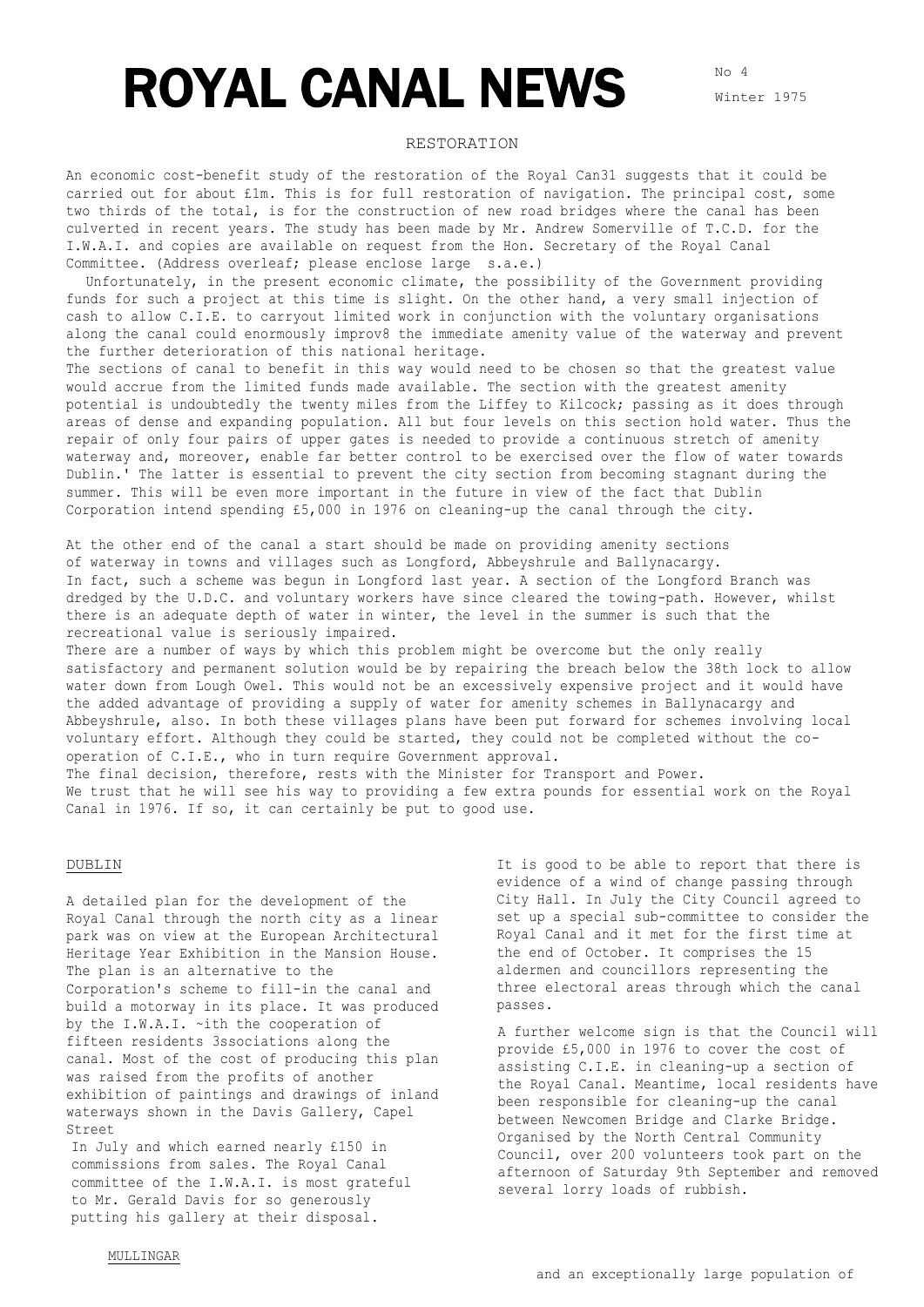# ROYAL CANAL NEWS

No 4

Winter 1975

## RESTORATION

An economic cost-benefit study of the restoration of the Royal Can31 suggests that it could be carried out for about £1m. This is for full restoration of navigation. The principal cost, some two thirds of the total, is for the construction of new road bridges where the canal has been culverted in recent years. The study has been made by Mr. Andrew Somerville of T.C.D. for the I.W.A.I. and copies are available on request from the Hon. Secretary of the Royal Canal Committee. (Address overleaf; please enclose large s.a.e.)

Unfortunately, in the present economic climate, the possibility of the Government providing funds for such a project at this time is slight. On the other hand, a very small injection of cash to allow C.I.E. to carryout limited work in conjunction with the voluntary organisations along the canal could enormously improv8 the immediate amenity value of the waterway and prevent the further deterioration of this national heritage.

The sections of canal to benefit in this way would need to be chosen so that the greatest value would accrue from the limited funds made available. The section with the greatest amenity potential is undoubtedly the twenty miles from the Liffey to Kilcock; passing as it does through areas of dense and expanding population. All but four levels on this section hold water. Thus the repair of only four pairs of upper gates is needed to provide a continuous stretch of amenity waterway and, moreover, enable far better control to be exercised over the flow of water towards Dublin.' The latter is essential to prevent the city section from becoming stagnant during the summer. This will be even more important in the future in view of the fact that Dublin Corporation intend spending £5,000 in 1976 on cleaning-up the canal through the city.

At the other end of the canal a start should be made on providing amenity sections of waterway in towns and villages such as Longford, Abbeyshrule and Ballynacargy. In fact, such a scheme was begun in Longford last year. A section of the Longford Branch was dredged by the U.D.C. and voluntary workers have since cleared the towing-path. However, whilst there is an adequate depth of water in winter, the level in the summer is such that the recreational value is seriously impaired.

There are a number of ways by which this problem might be overcome but the only really satisfactory and permanent solution would be by repairing the breach below the 38th lock to allow water down from Lough Owel. This would not be an excessively expensive project and it would have the added advantage of providing a supply of water for amenity schemes in Ballynacargy and Abbeyshrule, also. In both these villages plans have been put forward for schemes involving local voluntary effort. Although they could be started, they could not be completed without the co-operation of C.I.E., who in turn require Government approval.

The final decision, therefore, rests with the Minister for Transport and Power.

We trust that he will see his way to providing a few extra pounds for essential work on the Royal Canal in 1976. If so, it can certainly be put to good use.

## DUBLIN

A detailed plan for the development of the Royal Canal through the north city as a linear park was on view at the European Architectural Heritage Year Exhibition in the Mansion House. The plan is an alternative to the Corporation's scheme to fill-in the canal and build a motorway in its place. It was produced by the I.W.A.I. ~ith the cooperation of fifteen residents 3ssociations along the canal. Most of the cost of producing this plan was raised from the profits of another exhibition of paintings and drawings of inland waterways shown in the Davis Gallery, Capel Street In July and which earned nearly £150 in commissions from sales. The Royal Canal committee of the I.W.A.I. is most grateful to Mr. Gerald Davis for so generously putting his gallery at their disposal.

It is good to be able to report that there is evidence of a wind of change passing through City Hall. In July the City Council agreed to set up a special sub-committee to consider the Royal Canal and it met for the first time at the end of October. It comprises the 15 aldermen and councillors representing the three electoral areas through which the canal passes.

A further welcome sign is that the Council will provide £5,000 in 1976 to cover the cost of assisting C.I.E. in cleaning-up a section of the Royal Canal. Meantime, local residents have been responsible for cleaning-up the canal between Newcomen Bridge and Clarke Bridge. Organised by the North Central Community Council, over 200 volunteers took part on the afternoon of Saturday 9th September and removed several lorry loads of rubbish.

## MULLINGAR

and an exceptionally large population of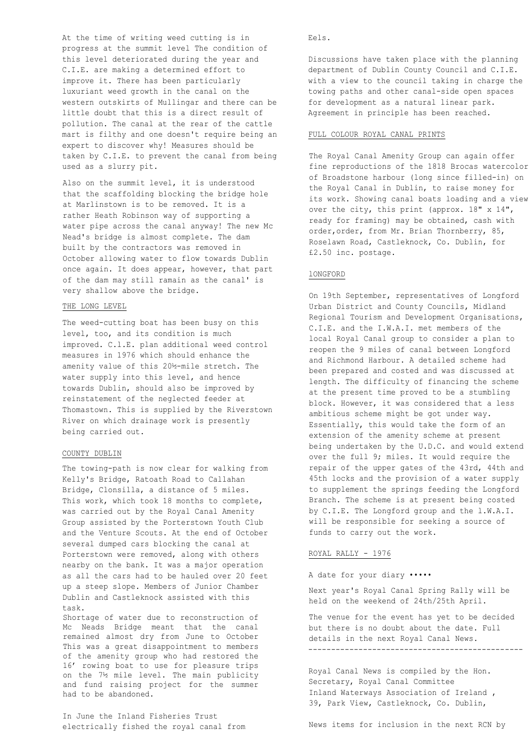At the time of writing weed cutting is in progress at the summit level The condition of this level deteriorated during the year and C.I.E. are making a determined effort to improve it. There has been particularly luxuriant weed growth in the canal on the western outskirts of Mullingar and there can be little doubt that this is a direct result of pollution. The canal at the rear of the cattle mart is filthy and one doesn't require being an expert to discover why! Measures should be taken by C.I.E. to prevent the canal from being used as a slurry pit.

Also on the summit level, it is understood that the scaffolding blocking the bridge hole at Marlinstown is to be removed. It is a rather Heath Robinson way of supporting a water pipe across the canal anyway! The new Mc Nead's bridge is almost complete. The dam built by the contractors was removed in October allowing water to flow towards Dublin once again. It does appear, however, that part of the dam may still ramain as the canal' is very shallow above the bridge.

## THE LONG LEVEL

The weed-cutting boat has been busy on this level, too, and its condition is much improved. C.l.E. plan additional weed control measures in 1976 which should enhance the amenity value of this 20½-mile stretch. The water supply into this level, and hence towards Dublin, should also be improved by reinstatement of the neglected feeder at Thomastown. This is supplied by the Riverstown River on which drainage work is presently being carried out.

## COUNTY DUBLIN

The towing-path is now clear for walking from Kelly's Bridge, Ratoath Road to Callahan Bridge, Clonsilla, a distance of 5 miles. This work, which took 18 months to complete, was carried out by the Royal Canal Amenity Group assisted by the Porterstown Youth Club and the Venture Scouts. At the end of October several dumped cars blocking the canal at Porterstown were removed, along with others nearby on the bank. It was a major operation as all the cars had to be hauled over 20 feet up a steep slope. Members of Junior Chamber Dublin and Castleknock assisted with this task.
Shortage of water due to reconstruction of Mc Neads Bridge meant that the canal remained almost dry from June to October This was a great disappointment to members of the amenity group who had restored the 16’ rowing boat to use for pleasure trips on the 7½ mile level. The main publicity and fund raising project for the summer had to be abandoned.

In June the Inland Fisheries Trust electrically fished the royal canal from Eels.

Discussions have taken place with the planning department of Dublin County Council and C.I.E. with a view to the council taking in charge the towing paths and other canal-side open spaces for development as a natural linear park. Agreement in principle has been reached.

## FULL COLOUR ROYAL CANAL PRINTS

The Royal Canal Amenity Group can again offer fine reproductions of the 1818 Brocas watercolor of Broadstone harbour (long since filled-in) on the Royal Canal in Dublin, to raise money for its work. Showing canal boats loading and a view over the city, this print (approx. 18" x 14", ready for framing) may be obtained, cash with order,order, from Mr. Brian Thornberry, 85, Roselawn Road, Castleknock, Co. Dublin, for £2.50 inc. postage.

## lONGFORD

On 19th September, representatives of Longford Urban District and County Councils, Midland Regional Tourism and Development Organisations, C.I.E. and the I.W.A.I. met members of the local Royal Canal group to consider a plan to reopen the 9 miles of canal between Longford and Richmond Harbour. A detailed scheme had been prepared and costed and was discussed at length. The difficulty of financing the scheme at the present time proved to be a stumbling block. However, it was considered that a less ambitious scheme might be got under way. Essentially, this would take the form of an extension of the amenity scheme at present being undertaken by the U.D.C. and would extend over the full 9; miles. It would require the repair of the upper gates of the 43rd, 44th and 45th locks and the provision of a water supply to supplement the springs feeding the Longford Branch. The scheme is at present being costed by C.I.E. The Longford group and the l.W.A.I. will be responsible for seeking a source of funds to carry out the work.

## ROYAL RALLY - 1976

A date for your diary •••••

Next year's Royal Canal Spring Rally will be held on the weekend of 24th/25th April.

The venue for the event has yet to be decided but there is no doubt about the date. Full details in the next Royal Canal News.

---

Royal Canal News is compiled by the Hon. Secretary, Royal Canal Committee
Inland Waterways Association of Ireland ,
39, Park View, Castleknock, Co. Dublin,

News items for inclusion in the next RCN by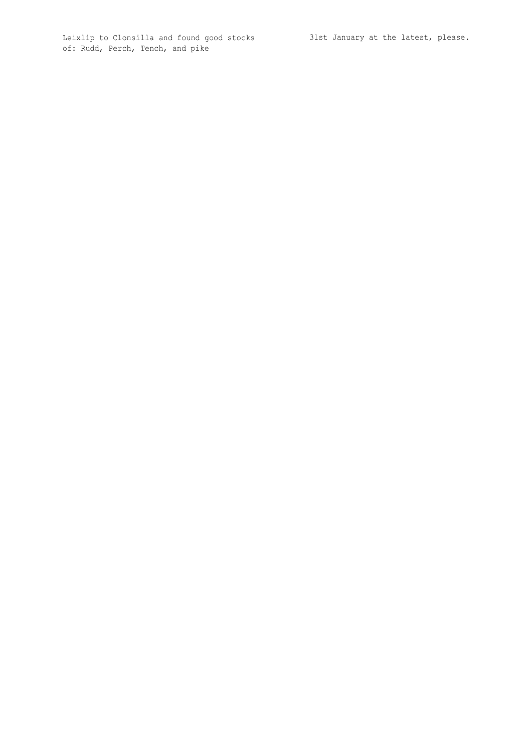Leixlip to Clonsilla and found good stocks of: Rudd, Perch, Tench, and pike

31st January at the latest, please.